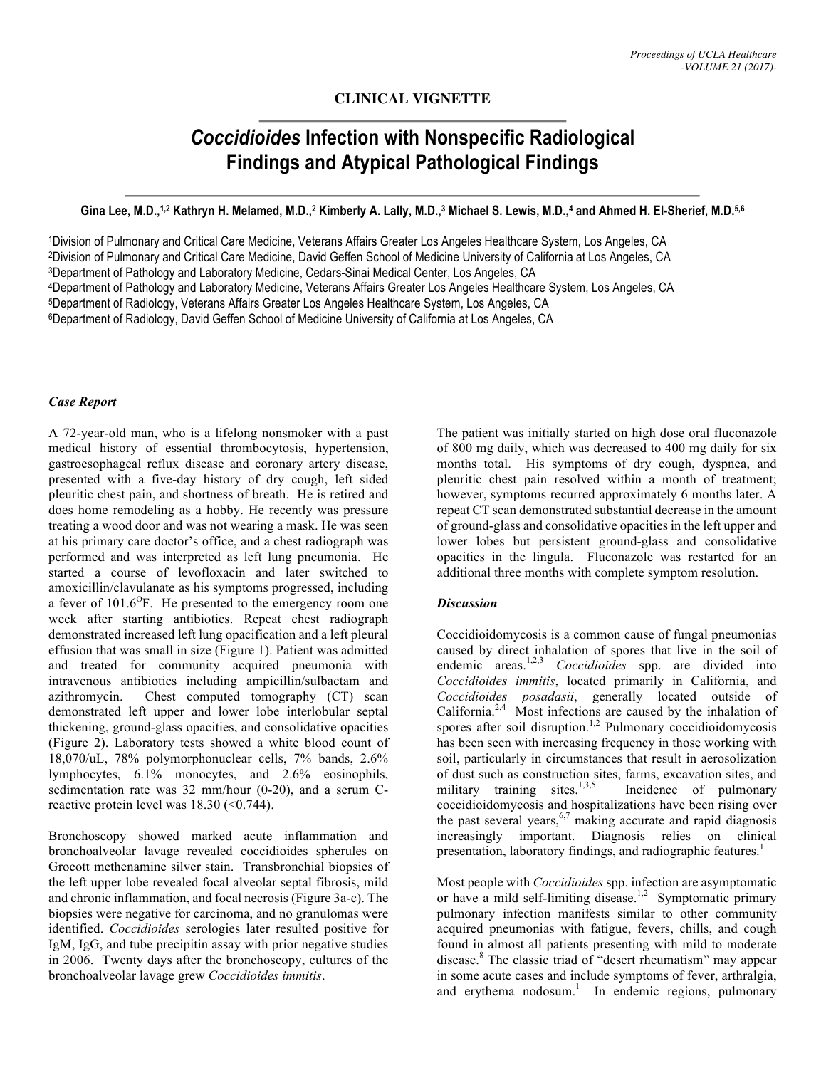## CLINICAL VIGNETTE

# *Coccidioides* Infection with Nonspecific Radiological Findings and Atypical Pathological Findings

**Gina Lee, M.D.,[1,2] Kathryn H. Melamed, M.D.,[2] Kimberly A. Lally, M.D.,[3] Michael S. Lewis, M.D.,[4] and Ahmed H. El-Sherief, M.D.[5,6]**

[1]Division of Pulmonary and Critical Care Medicine, Veterans Affairs Greater Los Angeles Healthcare System, Los Angeles, CA
[2]Division of Pulmonary and Critical Care Medicine, David Geffen School of Medicine University of California at Los Angeles, CA
[3]Department of Pathology and Laboratory Medicine, Cedars-Sinai Medical Center, Los Angeles, CA
[4]Department of Pathology and Laboratory Medicine, Veterans Affairs Greater Los Angeles Healthcare System, Los Angeles, CA
[5]Department of Radiology, Veterans Affairs Greater Los Angeles Healthcare System, Los Angeles, CA
[6]Department of Radiology, David Geffen School of Medicine University of California at Los Angeles, CA

### *Case Report*

A 72-year-old man, who is a lifelong nonsmoker with a past medical history of essential thrombocytosis, hypertension, gastroesophageal reflux disease and coronary artery disease, presented with a five-day history of dry cough, left sided pleuritic chest pain, and shortness of breath. He is retired and does home remodeling as a hobby. He recently was pressure treating a wood door and was not wearing a mask. He was seen at his primary care doctor's office, and a chest radiograph was performed and was interpreted as left lung pneumonia. He started a course of levofloxacin and later switched to amoxicillin/clavulanate as his symptoms progressed, including a fever of 101.6$^{O}$F. He presented to the emergency room one week after starting antibiotics. Repeat chest radiograph demonstrated increased left lung opacification and a left pleural effusion that was small in size (Figure 1). Patient was admitted and treated for community acquired pneumonia with intravenous antibiotics including ampicillin/sulbactam and azithromycin. Chest computed tomography (CT) scan demonstrated left upper and lower lobe interlobular septal thickening, ground-glass opacities, and consolidative opacities (Figure 2). Laboratory tests showed a white blood count of 18,070/uL, 78% polymorphonuclear cells, 7% bands, 2.6% lymphocytes, 6.1% monocytes, and 2.6% eosinophils, sedimentation rate was 32 mm/hour (0-20), and a serum C-reactive protein level was 18.30 (<0.744).

Bronchoscopy showed marked acute inflammation and bronchoalveolar lavage revealed coccidioides spherules on Grocott methenamine silver stain. Transbronchial biopsies of the left upper lobe revealed focal alveolar septal fibrosis, mild and chronic inflammation, and focal necrosis (Figure 3a-c). The biopsies were negative for carcinoma, and no granulomas were identified. *Coccidioides* serologies later resulted positive for IgM, IgG, and tube precipitin assay with prior negative studies in 2006. Twenty days after the bronchoscopy, cultures of the bronchoalveolar lavage grew *Coccidioides immitis*.

The patient was initially started on high dose oral fluconazole of 800 mg daily, which was decreased to 400 mg daily for six months total. His symptoms of dry cough, dyspnea, and pleuritic chest pain resolved within a month of treatment; however, symptoms recurred approximately 6 months later. A repeat CT scan demonstrated substantial decrease in the amount of ground-glass and consolidative opacities in the left upper and lower lobes but persistent ground-glass and consolidative opacities in the lingula. Fluconazole was restarted for an additional three months with complete symptom resolution.

### *Discussion*

Coccidioidomycosis is a common cause of fungal pneumonias caused by direct inhalation of spores that live in the soil of endemic areas.[1,2,3] *Coccidioides* spp. are divided into *Coccidioides immitis*, located primarily in California, and *Coccidioides posadasii*, generally located outside of California.[2,4] Most infections are caused by the inhalation of spores after soil disruption.[1,2] Pulmonary coccidioidomycosis has been seen with increasing frequency in those working with soil, particularly in circumstances that result in aerosolization of dust such as construction sites, farms, excavation sites, and military training sites.[1,3,5] Incidence of pulmonary coccidioidomycosis and hospitalizations have been rising over the past several years,[6,7] making accurate and rapid diagnosis increasingly important. Diagnosis relies on clinical presentation, laboratory findings, and radiographic features.[1]

Most people with *Coccidioides* spp. infection are asymptomatic or have a mild self-limiting disease.[1,2] Symptomatic primary pulmonary infection manifests similar to other community acquired pneumonias with fatigue, fevers, chills, and cough found in almost all patients presenting with mild to moderate disease.[8] The classic triad of "desert rheumatism" may appear in some acute cases and include symptoms of fever, arthralgia, and erythema nodosum.[1] In endemic regions, pulmonary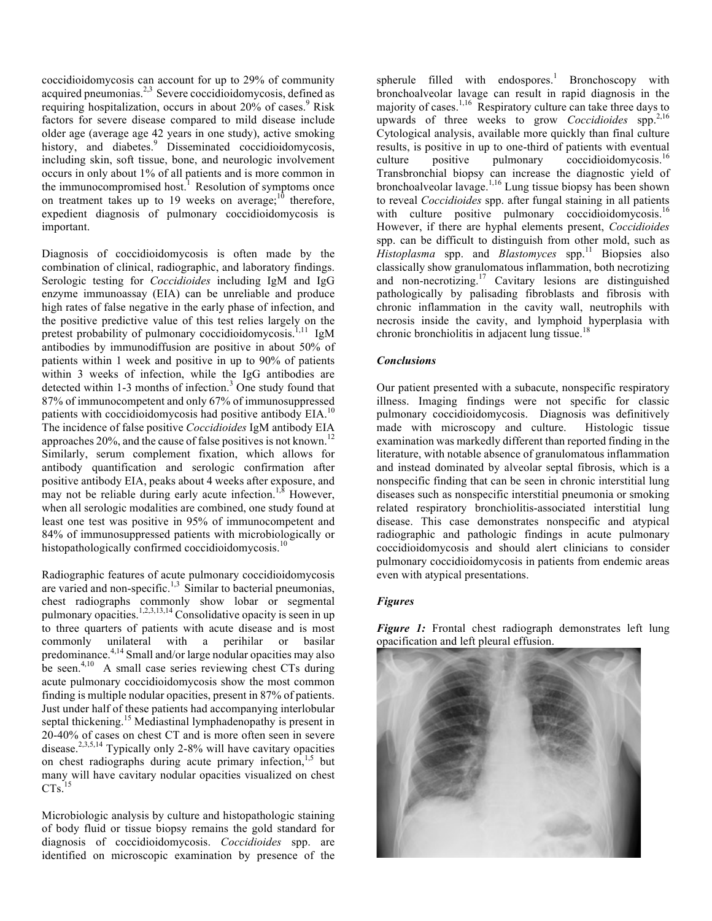coccidioidomycosis can account for up to 29% of community acquired pneumonias.[2,3] Severe coccidioidomycosis, defined as requiring hospitalization, occurs in about 20% of cases.[9] Risk factors for severe disease compared to mild disease include older age (average age 42 years in one study), active smoking history, and diabetes.[9] Disseminated coccidioidomycosis, including skin, soft tissue, bone, and neurologic involvement occurs in only about 1% of all patients and is more common in the immunocompromised host.[1] Resolution of symptoms once on treatment takes up to 19 weeks on average;[10] therefore, expedient diagnosis of pulmonary coccidioidomycosis is important.

Diagnosis of coccidioidomycosis is often made by the combination of clinical, radiographic, and laboratory findings. Serologic testing for *Coccidioides* including IgM and IgG enzyme immunoassay (EIA) can be unreliable and produce high rates of false negative in the early phase of infection, and the positive predictive value of this test relies largely on the pretest probability of pulmonary coccidioidomycosis.[1,11] IgM antibodies by immunodiffusion are positive in about 50% of patients within 1 week and positive in up to 90% of patients within 3 weeks of infection, while the IgG antibodies are detected within 1-3 months of infection.[3] One study found that 87% of immunocompetent and only 67% of immunosuppressed patients with coccidioidomycosis had positive antibody EIA.[10] The incidence of false positive *Coccidioides* IgM antibody EIA approaches 20%, and the cause of false positives is not known.[12] Similarly, serum complement fixation, which allows for antibody quantification and serologic confirmation after positive antibody EIA, peaks about 4 weeks after exposure, and may not be reliable during early acute infection.[1,8] However, when all serologic modalities are combined, one study found at least one test was positive in 95% of immunocompetent and 84% of immunosupressed patients with microbiologically or histopathologically confirmed coccidioidomycosis.[10]

Radiographic features of acute pulmonary coccidioidomycosis are varied and non-specific.[1,3] Similar to bacterial pneumonias, chest radiographs commonly show lobar or segmental pulmonary opacities.[1,2,3,13,14] Consolidative opacity is seen in up to three quarters of patients with acute disease and is most commonly unilateral with a perihilar or basilar predominance.[4,14] Small and/or large nodular opacities may also be seen.[4,10] A small case series reviewing chest CTs during acute pulmonary coccidioidomycosis show the most common finding is multiple nodular opacities, present in 87% of patients. Just under half of these patients had accompanying interlobular septal thickening.[15] Mediastinal lymphadenopathy is present in 20-40% of cases on chest CT and is more often seen in severe disease.[2,3,5,14] Typically only 2-8% will have cavitary opacities on chest radiographs during acute primary infection,[1,5] but many will have cavitary nodular opacities visualized on chest CTs.[15]

Microbiologic analysis by culture and histopathologic staining of body fluid or tissue biopsy remains the gold standard for diagnosis of coccidioidomycosis. *Coccidioides* spp. are identified on microscopic examination by presence of the spherule filled with endospores.[1] Bronchoscopy with bronchoalveolar lavage can result in rapid diagnosis in the majority of cases.[1,16] Respiratory culture can take three days to upwards of three weeks to grow *Coccidioides* spp.[2,16] Cytological analysis, available more quickly than final culture results, is positive in up to one-third of patients with eventual culture positive pulmonary coccidioidomycosis.[16] Transbronchial biopsy can increase the diagnostic yield of bronchoalveolar lavage.[1,16] Lung tissue biopsy has been shown to reveal *Coccidioides* spp. after fungal staining in all patients with culture positive pulmonary coccidioidomycosis.[16] However, if there are hyphal elements present, *Coccidioides* spp. can be difficult to distinguish from other mold, such as *Histoplasma* spp. and *Blastomyces* spp.[11] Biopsies also classically show granulomatous inflammation, both necrotizing and non-necrotizing.[17] Cavitary lesions are distinguished pathologically by palisading fibroblasts and fibrosis with chronic inflammation in the cavity wall, neutrophils with necrosis inside the cavity, and lymphoid hyperplasia with chronic bronchiolitis in adjacent lung tissue.[18]

### *Conclusions*

Our patient presented with a subacute, nonspecific respiratory illness. Imaging findings were not specific for classic pulmonary coccidioidomycosis. Diagnosis was definitively made with microscopy and culture. Histologic tissue examination was markedly different than reported finding in the literature, with notable absence of granulomatous inflammation and instead dominated by alveolar septal fibrosis, which is a nonspecific finding that can be seen in chronic interstitial lung diseases such as nonspecific interstitial pneumonia or smoking related respiratory bronchiolitis-associated interstitial lung disease. This case demonstrates nonspecific and atypical radiographic and pathologic findings in acute pulmonary coccidioidomycosis and should alert clinicians to consider pulmonary coccidioidomycosis in patients from endemic areas even with atypical presentations.

### *Figures*

***Figure 1:*** Frontal chest radiograph demonstrates left lung opacification and left pleural effusion.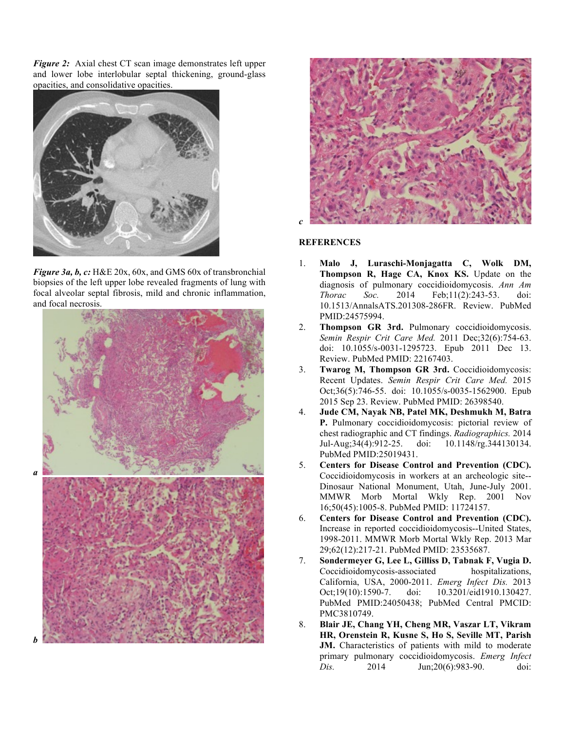*Figure 2:* Axial chest CT scan image demonstrates left upper and lower lobe interlobular septal thickening, ground-glass opacities, and consolidative opacities.

*Figure 3a, b, c:* H&E 20x, 60x, and GMS 60x of transbronchial biopsies of the left upper lobe revealed fragments of lung with focal alveolar septal fibrosis, mild and chronic inflammation, and focal necrosis.

## REFERENCES

1. **Malo J, Luraschi-Monjagatta C, Wolk DM, Thompson R, Hage CA, Knox KS.** Update on the diagnosis of pulmonary coccidioidomycosis. *Ann Am Thorac Soc.* 2014 Feb;11(2):243-53. doi: 10.1513/AnnalsATS.201308-286FR. Review. PubMed PMID:24575994.
2. **Thompson GR 3rd.** Pulmonary coccidioidomycosis. *Semin Respir Crit Care Med.* 2011 Dec;32(6):754-63. doi: 10.1055/s-0031-1295723. Epub 2011 Dec 13. Review. PubMed PMID: 22167403.
3. **Twarog M, Thompson GR 3rd.** Coccidioidomycosis: Recent Updates. *Semin Respir Crit Care Med.* 2015 Oct;36(5):746-55. doi: 10.1055/s-0035-1562900. Epub 2015 Sep 23. Review. PubMed PMID: 26398540.
4. **Jude CM, Nayak NB, Patel MK, Deshmukh M, Batra P.** Pulmonary coccidioidomycosis: pictorial review of chest radiographic and CT findings. *Radiographics.* 2014 Jul-Aug;34(4):912-25. doi: 10.1148/rg.344130134. PubMed PMID:25019431.
5. **Centers for Disease Control and Prevention (CDC).** Coccidioidomycosis in workers at an archeologic site--Dinosaur National Monument, Utah, June-July 2001. MMWR Morb Mortal Wkly Rep. 2001 Nov 16;50(45):1005-8. PubMed PMID: 11724157.
6. **Centers for Disease Control and Prevention (CDC).** Increase in reported coccidioidomycosis--United States, 1998-2011. MMWR Morb Mortal Wkly Rep. 2013 Mar 29;62(12):217-21. PubMed PMID: 23535687.
7. **Sondermeyer G, Lee L, Gilliss D, Tabnak F, Vugia D.** Coccidioidomycosis-associated hospitalizations, California, USA, 2000-2011. *Emerg Infect Dis.* 2013 Oct;19(10):1590-7. doi: 10.3201/eid1910.130427. PubMed PMID:24050438; PubMed Central PMCID: PMC3810749.
8. **Blair JE, Chang YH, Cheng MR, Vaszar LT, Vikram HR, Orenstein R, Kusne S, Ho S, Seville MT, Parish JM.** Characteristics of patients with mild to moderate primary pulmonary coccidioidomycosis. *Emerg Infect Dis.* 2014 Jun;20(6):983-90. doi: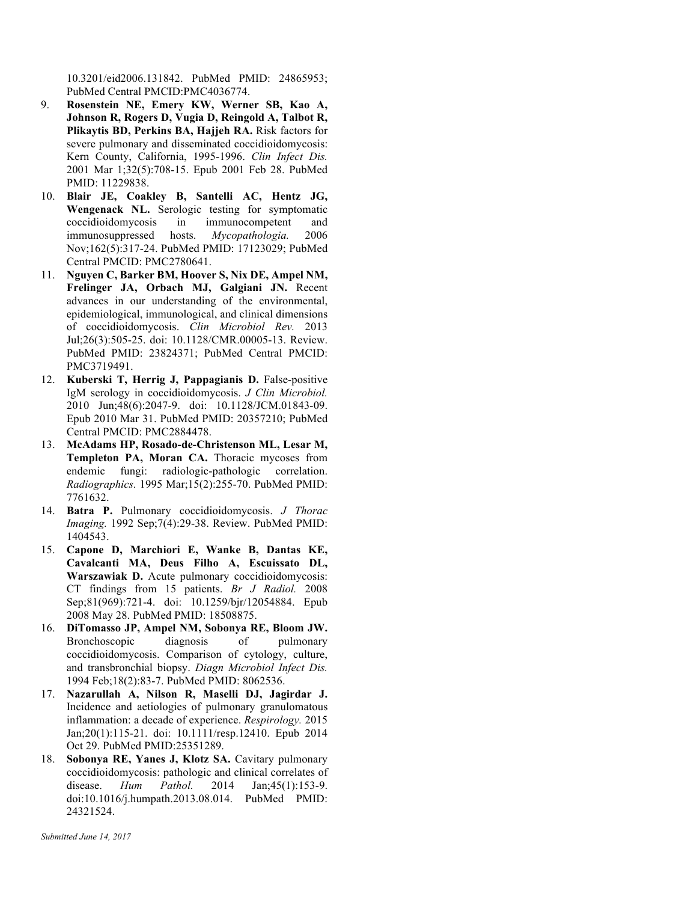10.3201/eid2006.131842. PubMed PMID: 24865953; PubMed Central PMCID:PMC4036774.

9. **Rosenstein NE, Emery KW, Werner SB, Kao A, Johnson R, Rogers D, Vugia D, Reingold A, Talbot R, Plikaytis BD, Perkins BA, Hajjeh RA.** Risk factors for severe pulmonary and disseminated coccidioidomycosis: Kern County, California, 1995-1996. *Clin Infect Dis.* 2001 Mar 1;32(5):708-15. Epub 2001 Feb 28. PubMed PMID: 11229838.
10. **Blair JE, Coakley B, Santelli AC, Hentz JG, Wengenack NL.** Serologic testing for symptomatic coccidioidomycosis in immunocompetent and immunosuppressed hosts. *Mycopathologia.* 2006 Nov;162(5):317-24. PubMed PMID: 17123029; PubMed Central PMCID: PMC2780641.
11. **Nguyen C, Barker BM, Hoover S, Nix DE, Ampel NM, Frelinger JA, Orbach MJ, Galgiani JN.** Recent advances in our understanding of the environmental, epidemiological, immunological, and clinical dimensions of coccidioidomycosis. *Clin Microbiol Rev.* 2013 Jul;26(3):505-25. doi: 10.1128/CMR.00005-13. Review. PubMed PMID: 23824371; PubMed Central PMCID: PMC3719491.
12. **Kuberski T, Herrig J, Pappagianis D.** False-positive IgM serology in coccidioidomycosis. *J Clin Microbiol.* 2010 Jun;48(6):2047-9. doi: 10.1128/JCM.01843-09. Epub 2010 Mar 31. PubMed PMID: 20357210; PubMed Central PMCID: PMC2884478.
13. **McAdams HP, Rosado-de-Christenson ML, Lesar M, Templeton PA, Moran CA.** Thoracic mycoses from endemic fungi: radiologic-pathologic correlation. *Radiographics.* 1995 Mar;15(2):255-70. PubMed PMID: 7761632.
14. **Batra P.** Pulmonary coccidioidomycosis. *J Thorac Imaging.* 1992 Sep;7(4):29-38. Review. PubMed PMID: 1404543.
15. **Capone D, Marchiori E, Wanke B, Dantas KE, Cavalcanti MA, Deus Filho A, Escuissato DL, Warszawiak D.** Acute pulmonary coccidioidomycosis: CT findings from 15 patients. *Br J Radiol.* 2008 Sep;81(969):721-4. doi: 10.1259/bjr/12054884. Epub 2008 May 28. PubMed PMID: 18508875.
16. **DiTomasso JP, Ampel NM, Sobonya RE, Bloom JW.** Bronchoscopic diagnosis of pulmonary coccidioidomycosis. Comparison of cytology, culture, and transbronchial biopsy. *Diagn Microbiol Infect Dis.* 1994 Feb;18(2):83-7. PubMed PMID: 8062536.
17. **Nazarullah A, Nilson R, Maselli DJ, Jagirdar J.** Incidence and aetiologies of pulmonary granulomatous inflammation: a decade of experience. *Respirology.* 2015 Jan;20(1):115-21. doi: 10.1111/resp.12410. Epub 2014 Oct 29. PubMed PMID:25351289.
18. **Sobonya RE, Yanes J, Klotz SA.** Cavitary pulmonary coccidioidomycosis: pathologic and clinical correlates of disease. *Hum Pathol.* 2014 Jan;45(1):153-9. doi:10.1016/j.humpath.2013.08.014. PubMed PMID: 24321524.

*Submitted June 14, 2017*